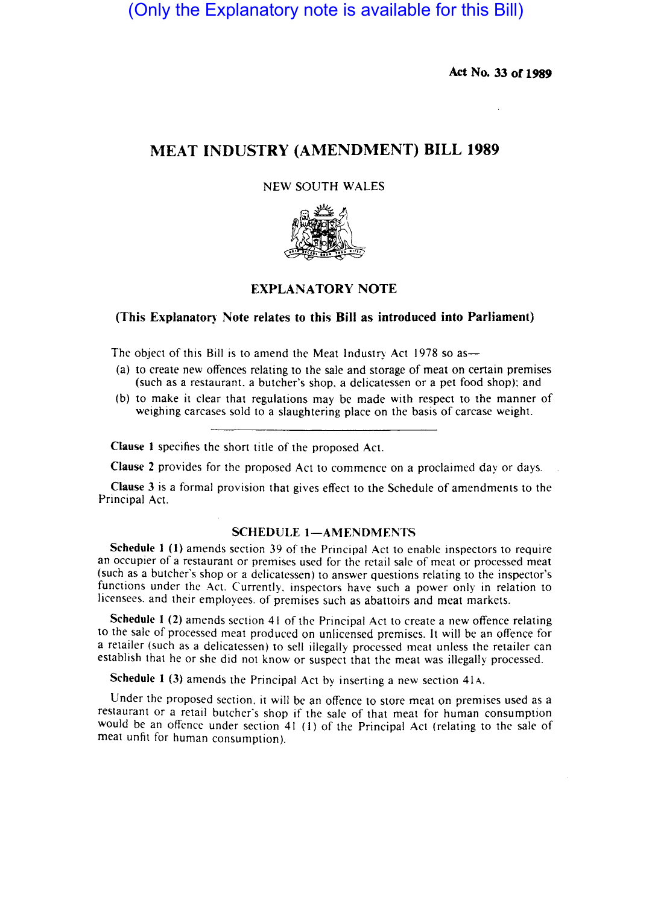(Only the Explanatory note is available for this Bill)

**Act No. 33 of 1989**

# MEAT INDUSTRY (AMENDMENT) BILL 1989

NEW SOUTH WALES

## EXPLANATORY NOTE

**(This Explanatory Note relates to this Bill as introduced into Parliament)**

The object of this Bill is to amend the Meat Industry Act 1978 so as—

(a) to create new offences relating to the sale and storage of meat on certain premises (such as a restaurant, a butcher's shop, a delicatessen or a pet food shop); and

(b) to make it clear that regulations may be made with respect to the manner of weighing carcases sold to a slaughtering place on the basis of carcase weight.

---

**Clause 1** specifies the short title of the proposed Act.

**Clause 2** provides for the proposed Act to commence on a proclaimed day or days.

**Clause 3** is a formal provision that gives effect to the Schedule of amendments to the Principal Act.

### SCHEDULE 1—AMENDMENTS

**Schedule 1 (1)** amends section 39 of the Principal Act to enable inspectors to require an occupier of a restaurant or premises used for the retail sale of meat or processed meat (such as a butcher's shop or a delicatessen) to answer questions relating to the inspector's functions under the Act. Currently, inspectors have such a power only in relation to licensees, and their employees, of premises such as abattoirs and meat markets.

**Schedule 1 (2)** amends section 41 of the Principal Act to create a new offence relating to the sale of processed meat produced on unlicensed premises. It will be an offence for a retailer (such as a delicatessen) to sell illegally processed meat unless the retailer can establish that he or she did not know or suspect that the meat was illegally processed.

**Schedule 1 (3)** amends the Principal Act by inserting a new section 41A.

Under the proposed section, it will be an offence to store meat on premises used as a restaurant or a retail butcher's shop if the sale of that meat for human consumption would be an offence under section 41 (1) of the Principal Act (relating to the sale of meat unfit for human consumption).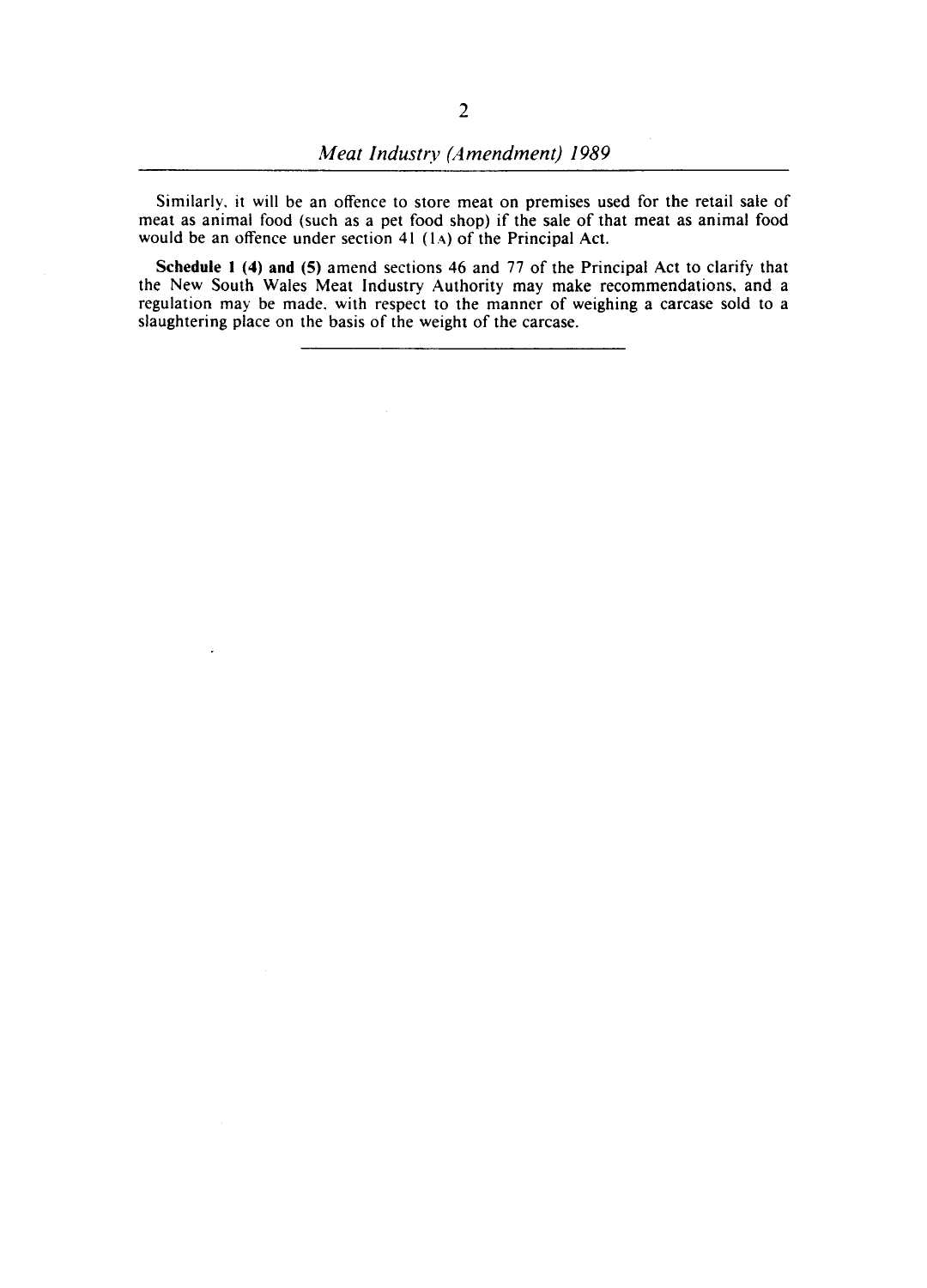Similarly, it will be an offence to store meat on premises used for the retail sale of meat as animal food (such as a pet food shop) if the sale of that meat as animal food would be an offence under section 41 (1A) of the Principal Act.

**Schedule 1 (4) and (5)** amend sections 46 and 77 of the Principal Act to clarify that the New South Wales Meat Industry Authority may make recommendations, and a regulation may be made, with respect to the manner of weighing a carcase sold to a slaughtering place on the basis of the weight of the carcase.